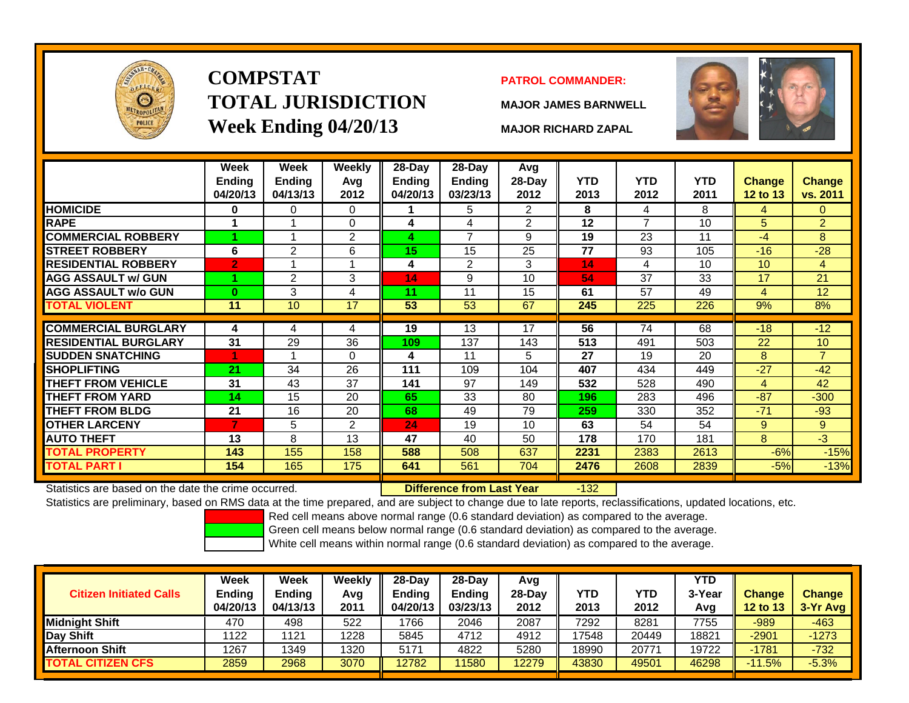# COMPSTAT
# TOTAL JURISDICTION
# Week Ending 04/20/13

**PATROL COMMANDER:**

**MAJOR JAMES BARNWELL**

**MAJOR RICHARD ZAPAL**

| | Week Ending 04/20/13 | Week Ending 04/13/13 | Weekly Avg 2012 | 28-Day Ending 04/20/13 | 28-Day Ending 03/23/13 | Avg 28-Day 2012 | YTD 2013 | YTD 2012 | YTD 2011 | Change 12 to 13 | Change vs. 2011 |
|---|---|---|---|---|---|---|---|---|---|---|---|
| HOMICIDE | 0 | 0 | 0 | 1 | 5 | 2 | 8 | 4 | 8 | 4 | 0 |
| RAPE | 1 | 1 | 0 | 4 | 4 | 2 | 12 | 7 | 10 | 5 | 2 |
| COMMERCIAL ROBBERY | 1 | 1 | 2 | 4 | 7 | 9 | 19 | 23 | 11 | -4 | 8 |
| STREET ROBBERY | 6 | 2 | 6 | 15 | 15 | 25 | 77 | 93 | 105 | -16 | -28 |
| RESIDENTIAL ROBBERY | 2 | 1 | 1 | 4 | 2 | 3 | 14 | 4 | 10 | 10 | 4 |
| AGG ASSAULT w/ GUN | 1 | 2 | 3 | 14 | 9 | 10 | 54 | 37 | 33 | 17 | 21 |
| AGG ASSAULT w/o GUN | 0 | 3 | 4 | 11 | 11 | 15 | 61 | 57 | 49 | 4 | 12 |
| TOTAL VIOLENT | 11 | 10 | 17 | 53 | 53 | 67 | 245 | 225 | 226 | 9% | 8% |
| COMMERCIAL BURGLARY | 4 | 4 | 4 | 19 | 13 | 17 | 56 | 74 | 68 | -18 | -12 |
| RESIDENTIAL BURGLARY | 31 | 29 | 36 | 109 | 137 | 143 | 513 | 491 | 503 | 22 | 10 |
| SUDDEN SNATCHING | 1 | 1 | 0 | 4 | 11 | 5 | 27 | 19 | 20 | 8 | 7 |
| SHOPLIFTING | 21 | 34 | 26 | 111 | 109 | 104 | 407 | 434 | 449 | -27 | -42 |
| THEFT FROM VEHICLE | 31 | 43 | 37 | 141 | 97 | 149 | 532 | 528 | 490 | 4 | 42 |
| THEFT FROM YARD | 14 | 15 | 20 | 65 | 33 | 80 | 196 | 283 | 496 | -87 | -300 |
| THEFT FROM BLDG | 21 | 16 | 20 | 68 | 49 | 79 | 259 | 330 | 352 | -71 | -93 |
| OTHER LARCENY | 7 | 5 | 2 | 24 | 19 | 10 | 63 | 54 | 54 | 9 | 9 |
| AUTO THEFT | 13 | 8 | 13 | 47 | 40 | 50 | 178 | 170 | 181 | 8 | -3 |
| TOTAL PROPERTY | 143 | 155 | 158 | 588 | 508 | 637 | 2231 | 2383 | 2613 | -6% | -15% |
| TOTAL PART I | 154 | 165 | 175 | 641 | 561 | 704 | 2476 | 2608 | 2839 | -5% | -13% |

Statistics are based on the date the crime occurred. **Difference from Last Year** -132

Statistics are preliminary, based on RMS data at the time prepared, and are subject to change due to late reports, reclassifications, updated locations, etc.

Red cell means above normal range (0.6 standard deviation) as compared to the average.
Green cell means below normal range (0.6 standard deviation) as compared to the average.
White cell means within normal range (0.6 standard deviation) as compared to the average.

| Citizen Initiated Calls | Week Ending 04/20/13 | Week Ending 04/13/13 | Weekly Avg 2011 | 28-Day Ending 04/20/13 | 28-Day Ending 03/23/13 | Avg 28-Day 2012 | YTD 2013 | YTD 2012 | YTD 3-Year Avg | Change 12 to 13 | Change 3-Yr Avg |
|---|---|---|---|---|---|---|---|---|---|---|---|
| Midnight Shift | 470 | 498 | 522 | 1766 | 2046 | 2087 | 7292 | 8281 | 7755 | -989 | -463 |
| Day Shift | 1122 | 1121 | 1228 | 5845 | 4712 | 4912 | 17548 | 20449 | 18821 | -2901 | -1273 |
| Afternoon Shift | 1267 | 1349 | 1320 | 5171 | 4822 | 5280 | 18990 | 20771 | 19722 | -1781 | -732 |
| TOTAL CITIZEN CFS | 2859 | 2968 | 3070 | 12782 | 11580 | 12279 | 43830 | 49501 | 46298 | -11.5% | -5.3% |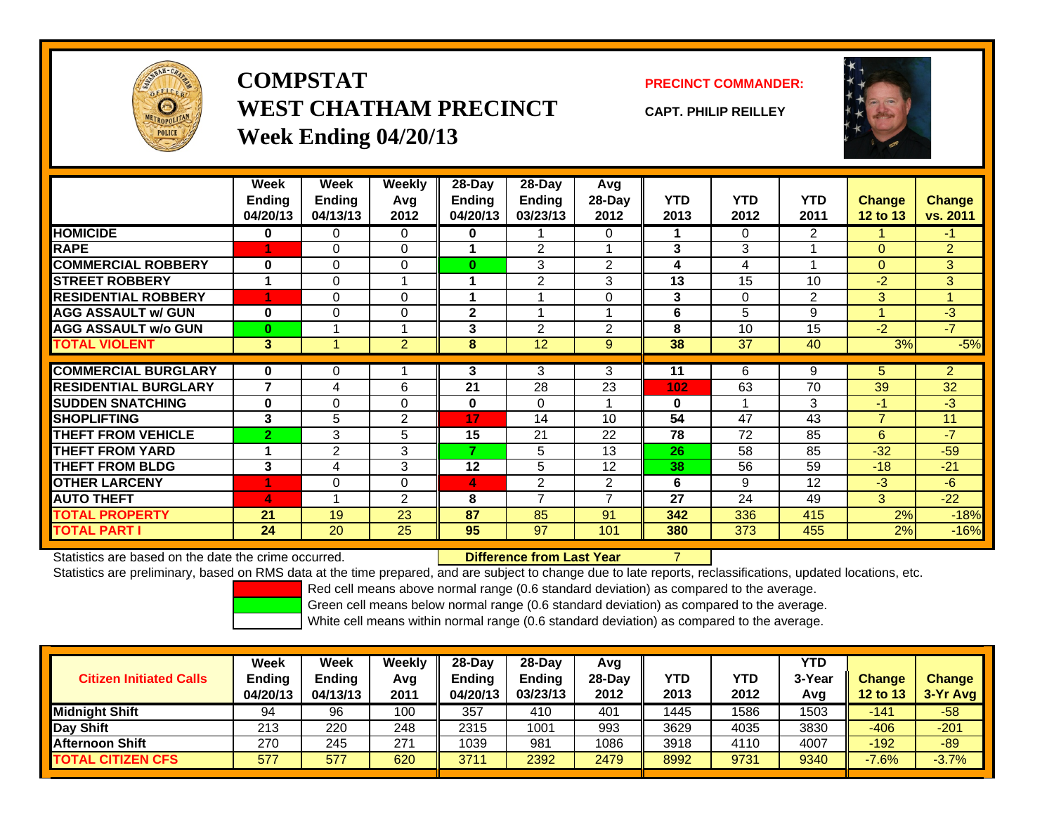# COMPSTAT
## WEST CHATHAM PRECINCT
### Week Ending 04/20/13

**PRECINCT COMMANDER:**

**CAPT. PHILIP REILLEY**

| | Week Ending 04/20/13 | Week Ending 04/13/13 | Weekly Avg 2012 | 28-Day Ending 04/20/13 | 28-Day Ending 03/23/13 | Avg 28-Day 2012 | YTD 2013 | YTD 2012 | YTD 2011 | Change 12 to 13 | Change vs. 2011 |
|---|---|---|---|---|---|---|---|---|---|---|---|
| HOMICIDE | 0 | 0 | 0 | 0 | 1 | 0 | 1 | 0 | 2 | 1 | -1 |
| RAPE | 1 | 0 | 0 | 1 | 2 | 1 | 3 | 3 | 1 | 0 | 2 |
| COMMERCIAL ROBBERY | 0 | 0 | 0 | 0 | 3 | 2 | 4 | 4 | 1 | 0 | 3 |
| STREET ROBBERY | 1 | 0 | 1 | 1 | 2 | 3 | 13 | 15 | 10 | -2 | 3 |
| RESIDENTIAL ROBBERY | 1 | 0 | 0 | 1 | 1 | 0 | 3 | 0 | 2 | 3 | 1 |
| AGG ASSAULT w/ GUN | 0 | 0 | 0 | 2 | 1 | 1 | 6 | 5 | 9 | 1 | -3 |
| AGG ASSAULT w/o GUN | 0 | 1 | 1 | 3 | 2 | 2 | 8 | 10 | 15 | -2 | -7 |
| TOTAL VIOLENT | 3 | 1 | 2 | 8 | 12 | 9 | 38 | 37 | 40 | 3% | -5% |
| COMMERCIAL BURGLARY | 0 | 0 | 1 | 3 | 3 | 3 | 11 | 6 | 9 | 5 | 2 |
| RESIDENTIAL BURGLARY | 7 | 4 | 6 | 21 | 28 | 23 | 102 | 63 | 70 | 39 | 32 |
| SUDDEN SNATCHING | 0 | 0 | 0 | 0 | 0 | 1 | 0 | 1 | 3 | -1 | -3 |
| SHOPLIFTING | 3 | 5 | 2 | 17 | 14 | 10 | 54 | 47 | 43 | 7 | 11 |
| THEFT FROM VEHICLE | 2 | 3 | 5 | 15 | 21 | 22 | 78 | 72 | 85 | 6 | -7 |
| THEFT FROM YARD | 1 | 2 | 3 | 7 | 5 | 13 | 26 | 58 | 85 | -32 | -59 |
| THEFT FROM BLDG | 3 | 4 | 3 | 12 | 5 | 12 | 38 | 56 | 59 | -18 | -21 |
| OTHER LARCENY | 1 | 0 | 0 | 4 | 2 | 2 | 6 | 9 | 12 | -3 | -6 |
| AUTO THEFT | 4 | 1 | 2 | 8 | 7 | 7 | 27 | 24 | 49 | 3 | -22 |
| TOTAL PROPERTY | 21 | 19 | 23 | 87 | 85 | 91 | 342 | 336 | 415 | 2% | -18% |
| TOTAL PART I | 24 | 20 | 25 | 95 | 97 | 101 | 380 | 373 | 455 | 2% | -16% |

Statistics are based on the date the crime occurred. **Difference from Last Year** 7

Statistics are preliminary, based on RMS data at the time prepared, and are subject to change due to late reports, reclassifications, updated locations, etc.

Red cell means above normal range (0.6 standard deviation) as compared to the average.
Green cell means below normal range (0.6 standard deviation) as compared to the average.
White cell means within normal range (0.6 standard deviation) as compared to the average.

| Citizen Initiated Calls | Week Ending 04/20/13 | Week Ending 04/13/13 | Weekly Avg 2011 | 28-Day Ending 04/20/13 | 28-Day Ending 03/23/13 | Avg 28-Day 2012 | YTD 2013 | YTD 2012 | YTD 3-Year Avg | Change 12 to 13 | Change 3-Yr Avg |
|---|---|---|---|---|---|---|---|---|---|---|---|
| Midnight Shift | 94 | 96 | 100 | 357 | 410 | 401 | 1445 | 1586 | 1503 | -141 | -58 |
| Day Shift | 213 | 220 | 248 | 2315 | 1001 | 993 | 3629 | 4035 | 3830 | -406 | -201 |
| Afternoon Shift | 270 | 245 | 271 | 1039 | 981 | 1086 | 3918 | 4110 | 4007 | -192 | -89 |
| TOTAL CITIZEN CFS | 577 | 577 | 620 | 3711 | 2392 | 2479 | 8992 | 9731 | 9340 | -7.6% | -3.7% |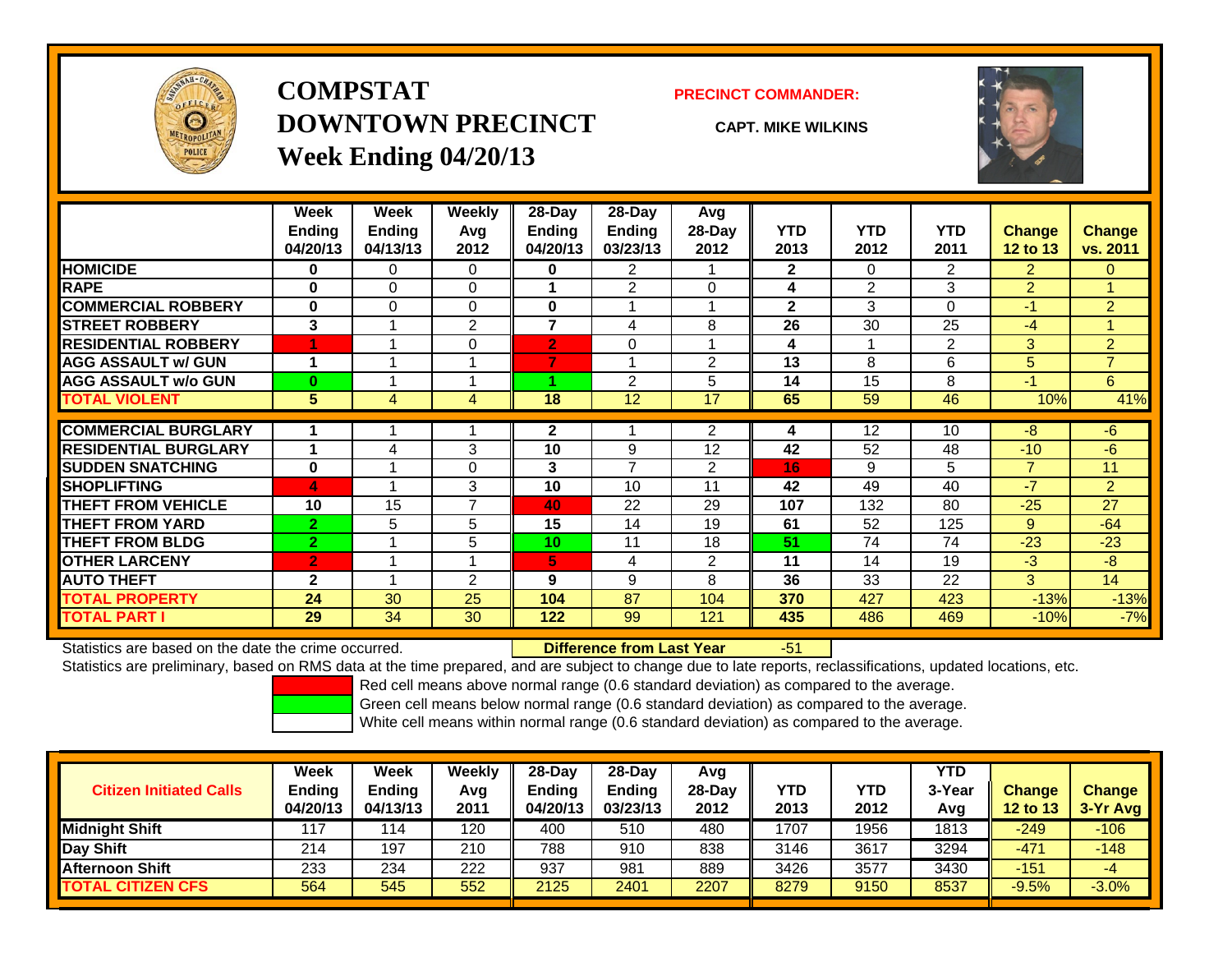# COMPSTAT DOWNTOWN PRECINCT

## Week Ending 04/20/13

**PRECINCT COMMANDER:** CAPT. MIKE WILKINS

| | Week Ending 04/20/13 | Week Ending 04/13/13 | Weekly Avg 2012 | 28-Day Ending 04/20/13 | 28-Day Ending 03/23/13 | Avg 28-Day 2012 | YTD 2013 | YTD 2012 | YTD 2011 | Change 12 to 13 | Change vs. 2011 |
|---|---|---|---|---|---|---|---|---|---|---|---|
| HOMICIDE | 0 | 0 | 0 | 0 | 2 | 1 | 2 | 0 | 2 | 2 | 0 |
| RAPE | 0 | 0 | 0 | 1 | 2 | 0 | 4 | 2 | 3 | 2 | 1 |
| COMMERCIAL ROBBERY | 0 | 0 | 0 | 0 | 1 | 1 | 2 | 3 | 0 | -1 | 2 |
| STREET ROBBERY | 3 | 1 | 2 | 7 | 4 | 8 | 26 | 30 | 25 | -4 | 1 |
| RESIDENTIAL ROBBERY | 1 | 1 | 0 | 2 | 0 | 1 | 4 | 1 | 2 | 3 | 2 |
| AGG ASSAULT w/ GUN | 1 | 1 | 1 | 7 | 1 | 2 | 13 | 8 | 6 | 5 | 7 |
| AGG ASSAULT w/o GUN | 0 | 1 | 1 | 1 | 2 | 5 | 14 | 15 | 8 | -1 | 6 |
| **TOTAL VIOLENT** | 5 | 4 | 4 | 18 | 12 | 17 | 65 | 59 | 46 | 10% | 41% |
| COMMERCIAL BURGLARY | 1 | 1 | 1 | 2 | 1 | 2 | 4 | 12 | 10 | -8 | -6 |
| RESIDENTIAL BURGLARY | 1 | 4 | 3 | 10 | 9 | 12 | 42 | 52 | 48 | -10 | -6 |
| SUDDEN SNATCHING | 0 | 1 | 0 | 3 | 7 | 2 | 16 | 9 | 5 | 7 | 11 |
| SHOPLIFTING | 4 | 1 | 3 | 10 | 10 | 11 | 42 | 49 | 40 | -7 | 2 |
| THEFT FROM VEHICLE | 10 | 15 | 7 | 40 | 22 | 29 | 107 | 132 | 80 | -25 | 27 |
| THEFT FROM YARD | 2 | 5 | 5 | 15 | 14 | 19 | 61 | 52 | 125 | 9 | -64 |
| THEFT FROM BLDG | 2 | 1 | 5 | 10 | 11 | 18 | 51 | 74 | 74 | -23 | -23 |
| OTHER LARCENY | 2 | 1 | 1 | 5 | 4 | 2 | 11 | 14 | 19 | -3 | -8 |
| AUTO THEFT | 2 | 1 | 2 | 9 | 9 | 8 | 36 | 33 | 22 | 3 | 14 |
| **TOTAL PROPERTY** | 24 | 30 | 25 | 104 | 87 | 104 | 370 | 427 | 423 | -13% | -13% |
| **TOTAL PART I** | 29 | 34 | 30 | 122 | 99 | 121 | 435 | 486 | 469 | -10% | -7% |

Statistics are based on the date the crime occurred. **Difference from Last Year** -51

Statistics are preliminary, based on RMS data at the time prepared, and are subject to change due to late reports, reclassifications, updated locations, etc.

Red cell means above normal range (0.6 standard deviation) as compared to the average.
Green cell means below normal range (0.6 standard deviation) as compared to the average.
White cell means within normal range (0.6 standard deviation) as compared to the average.

| Citizen Initiated Calls | Week Ending 04/20/13 | Week Ending 04/13/13 | Weekly Avg 2011 | 28-Day Ending 04/20/13 | 28-Day Ending 03/23/13 | Avg 28-Day 2012 | YTD 2013 | YTD 2012 | YTD 3-Year Avg | Change 12 to 13 | Change 3-Yr Avg |
|---|---|---|---|---|---|---|---|---|---|---|---|
| Midnight Shift | 117 | 114 | 120 | 400 | 510 | 480 | 1707 | 1956 | 1813 | -249 | -106 |
| Day Shift | 214 | 197 | 210 | 788 | 910 | 838 | 3146 | 3617 | 3294 | -471 | -148 |
| Afternoon Shift | 233 | 234 | 222 | 937 | 981 | 889 | 3426 | 3577 | 3430 | -151 | -4 |
| **TOTAL CITIZEN CFS** | 564 | 545 | 552 | 2125 | 2401 | 2207 | 8279 | 9150 | 8537 | -9.5% | -3.0% |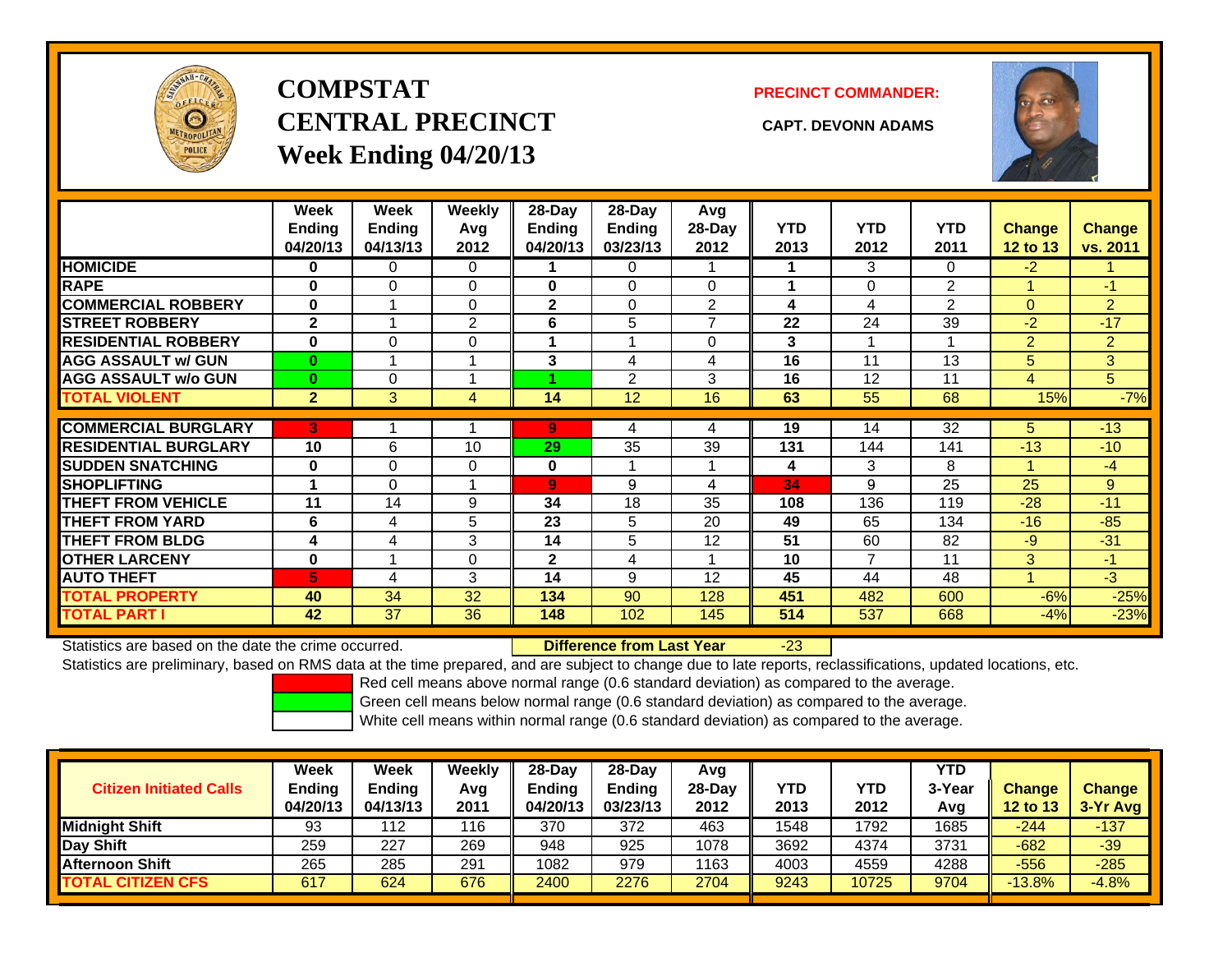# COMPSTAT
# CENTRAL PRECINCT
# Week Ending 04/20/13

**PRECINCT COMMANDER:**

**CAPT. DEVONN ADAMS**

| | Week Ending 04/20/13 | Week Ending 04/13/13 | Weekly Avg 2012 | 28-Day Ending 04/20/13 | 28-Day Ending 03/23/13 | Avg 28-Day 2012 | YTD 2013 | YTD 2012 | YTD 2011 | Change 12 to 13 | Change vs. 2011 |
|---|---|---|---|---|---|---|---|---|---|---|---|
| HOMICIDE | 0 | 0 | 0 | 1 | 0 | 1 | 1 | 3 | 0 | -2 | 1 |
| RAPE | 0 | 0 | 0 | 0 | 0 | 0 | 1 | 0 | 2 | 1 | -1 |
| COMMERCIAL ROBBERY | 0 | 1 | 0 | 2 | 0 | 2 | 4 | 4 | 2 | 0 | 2 |
| STREET ROBBERY | 2 | 1 | 2 | 6 | 5 | 7 | 22 | 24 | 39 | -2 | -17 |
| RESIDENTIAL ROBBERY | 0 | 0 | 0 | 1 | 1 | 0 | 3 | 1 | 1 | 2 | 2 |
| AGG ASSAULT w/ GUN | 0 | 1 | 1 | 3 | 4 | 4 | 16 | 11 | 13 | 5 | 3 |
| AGG ASSAULT w/o GUN | 0 | 0 | 1 | 1 | 2 | 3 | 16 | 12 | 11 | 4 | 5 |
| TOTAL VIOLENT | 2 | 3 | 4 | 14 | 12 | 16 | 63 | 55 | 68 | 15% | -7% |
| COMMERCIAL BURGLARY | 3 | 1 | 1 | 9 | 4 | 4 | 19 | 14 | 32 | 5 | -13 |
| RESIDENTIAL BURGLARY | 10 | 6 | 10 | 29 | 35 | 39 | 131 | 144 | 141 | -13 | -10 |
| SUDDEN SNATCHING | 0 | 0 | 0 | 0 | 1 | 1 | 4 | 3 | 8 | 1 | -4 |
| SHOPLIFTING | 1 | 0 | 1 | 9 | 9 | 4 | 34 | 9 | 25 | 25 | 9 |
| THEFT FROM VEHICLE | 11 | 14 | 9 | 34 | 18 | 35 | 108 | 136 | 119 | -28 | -11 |
| THEFT FROM YARD | 6 | 4 | 5 | 23 | 5 | 20 | 49 | 65 | 134 | -16 | -85 |
| THEFT FROM BLDG | 4 | 4 | 3 | 14 | 5 | 12 | 51 | 60 | 82 | -9 | -31 |
| OTHER LARCENY | 0 | 1 | 0 | 2 | 4 | 1 | 10 | 7 | 11 | 3 | -1 |
| AUTO THEFT | 5 | 4 | 3 | 14 | 9 | 12 | 45 | 44 | 48 | 1 | -3 |
| TOTAL PROPERTY | 40 | 34 | 32 | 134 | 90 | 128 | 451 | 482 | 600 | -6% | -25% |
| TOTAL PART I | 42 | 37 | 36 | 148 | 102 | 145 | 514 | 537 | 668 | -4% | -23% |

Statistics are based on the date the crime occurred. **Difference from Last Year** -23

Statistics are preliminary, based on RMS data at the time prepared, and are subject to change due to late reports, reclassifications, updated locations, etc.

Red cell means above normal range (0.6 standard deviation) as compared to the average.

Green cell means below normal range (0.6 standard deviation) as compared to the average.

White cell means within normal range (0.6 standard deviation) as compared to the average.

| Citizen Initiated Calls | Week Ending 04/20/13 | Week Ending 04/13/13 | Weekly Avg 2011 | 28-Day Ending 04/20/13 | 28-Day Ending 03/23/13 | Avg 28-Day 2012 | YTD 2013 | YTD 2012 | YTD 3-Year Avg | Change 12 to 13 | Change 3-Yr Avg |
|---|---|---|---|---|---|---|---|---|---|---|---|
| Midnight Shift | 93 | 112 | 116 | 370 | 372 | 463 | 1548 | 1792 | 1685 | -244 | -137 |
| Day Shift | 259 | 227 | 269 | 948 | 925 | 1078 | 3692 | 4374 | 3731 | -682 | -39 |
| Afternoon Shift | 265 | 285 | 291 | 1082 | 979 | 1163 | 4003 | 4559 | 4288 | -556 | -285 |
| TOTAL CITIZEN CFS | 617 | 624 | 676 | 2400 | 2276 | 2704 | 9243 | 10725 | 9704 | -13.8% | -4.8% |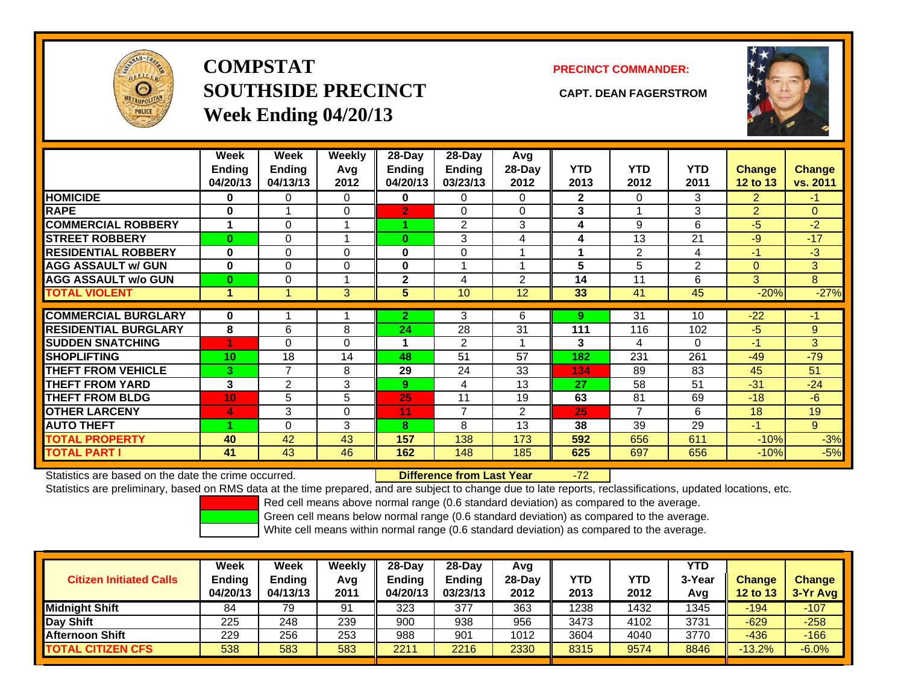# COMPSTAT
# SOUTHSIDE PRECINCT
# Week Ending 04/20/13

**PRECINCT COMMANDER:**

**CAPT. DEAN FAGERSTROM**

| | Week Ending 04/20/13 | Week Ending 04/13/13 | Weekly Avg 2012 | 28-Day Ending 04/20/13 | 28-Day Ending 03/23/13 | Avg 28-Day 2012 | YTD 2013 | YTD 2012 | YTD 2011 | Change 12 to 13 | Change vs. 2011 |
|---|---|---|---|---|---|---|---|---|---|---|---|
| HOMICIDE | 0 | 0 | 0 | 0 | 0 | 0 | 2 | 0 | 3 | 2 | -1 |
| RAPE | 0 | 1 | 0 | 2 | 0 | 0 | 3 | 1 | 3 | 2 | 0 |
| COMMERCIAL ROBBERY | 1 | 0 | 1 | 1 | 2 | 3 | 4 | 9 | 6 | -5 | -2 |
| STREET ROBBERY | 0 | 0 | 1 | 0 | 3 | 4 | 4 | 13 | 21 | -9 | -17 |
| RESIDENTIAL ROBBERY | 0 | 0 | 0 | 0 | 0 | 1 | 1 | 2 | 4 | -1 | -3 |
| AGG ASSAULT w/ GUN | 0 | 0 | 0 | 0 | 1 | 1 | 5 | 5 | 2 | 0 | 3 |
| AGG ASSAULT w/o GUN | 0 | 0 | 1 | 2 | 4 | 2 | 14 | 11 | 6 | 3 | 8 |
| TOTAL VIOLENT | 1 | 1 | 3 | 5 | 10 | 12 | 33 | 41 | 45 | -20% | -27% |
| COMMERCIAL BURGLARY | 0 | 1 | 1 | 2 | 3 | 6 | 9 | 31 | 10 | -22 | -1 |
| RESIDENTIAL BURGLARY | 8 | 6 | 8 | 24 | 28 | 31 | 111 | 116 | 102 | -5 | 9 |
| SUDDEN SNATCHING | 1 | 0 | 0 | 1 | 2 | 1 | 3 | 4 | 0 | -1 | 3 |
| SHOPLIFTING | 10 | 18 | 14 | 48 | 51 | 57 | 182 | 231 | 261 | -49 | -79 |
| THEFT FROM VEHICLE | 3 | 7 | 8 | 29 | 24 | 33 | 134 | 89 | 83 | 45 | 51 |
| THEFT FROM YARD | 3 | 2 | 3 | 9 | 4 | 13 | 27 | 58 | 51 | -31 | -24 |
| THEFT FROM BLDG | 10 | 5 | 5 | 25 | 11 | 19 | 63 | 81 | 69 | -18 | -6 |
| OTHER LARCENY | 4 | 3 | 0 | 11 | 7 | 2 | 25 | 7 | 6 | 18 | 19 |
| AUTO THEFT | 1 | 0 | 3 | 8 | 8 | 13 | 38 | 39 | 29 | -1 | 9 |
| TOTAL PROPERTY | 40 | 42 | 43 | 157 | 138 | 173 | 592 | 656 | 611 | -10% | -3% |
| TOTAL PART I | 41 | 43 | 46 | 162 | 148 | 185 | 625 | 697 | 656 | -10% | -5% |

Statistics are based on the date the crime occurred. **Difference from Last Year** -72

Statistics are preliminary, based on RMS data at the time prepared, and are subject to change due to late reports, reclassifications, updated locations, etc.

Red cell means above normal range (0.6 standard deviation) as compared to the average.
Green cell means below normal range (0.6 standard deviation) as compared to the average.
White cell means within normal range (0.6 standard deviation) as compared to the average.

| Citizen Initiated Calls | Week Ending 04/20/13 | Week Ending 04/13/13 | Weekly Avg 2011 | 28-Day Ending 04/20/13 | 28-Day Ending 03/23/13 | Avg 28-Day 2012 | YTD 2013 | YTD 2012 | YTD 3-Year Avg | Change 12 to 13 | Change 3-Yr Avg |
|---|---|---|---|---|---|---|---|---|---|---|---|
| Midnight Shift | 84 | 79 | 91 | 323 | 377 | 363 | 1238 | 1432 | 1345 | -194 | -107 |
| Day Shift | 225 | 248 | 239 | 900 | 938 | 956 | 3473 | 4102 | 3731 | -629 | -258 |
| Afternoon Shift | 229 | 256 | 253 | 988 | 901 | 1012 | 3604 | 4040 | 3770 | -436 | -166 |
| TOTAL CITIZEN CFS | 538 | 583 | 583 | 2211 | 2216 | 2330 | 8315 | 9574 | 8846 | -13.2% | -6.0% |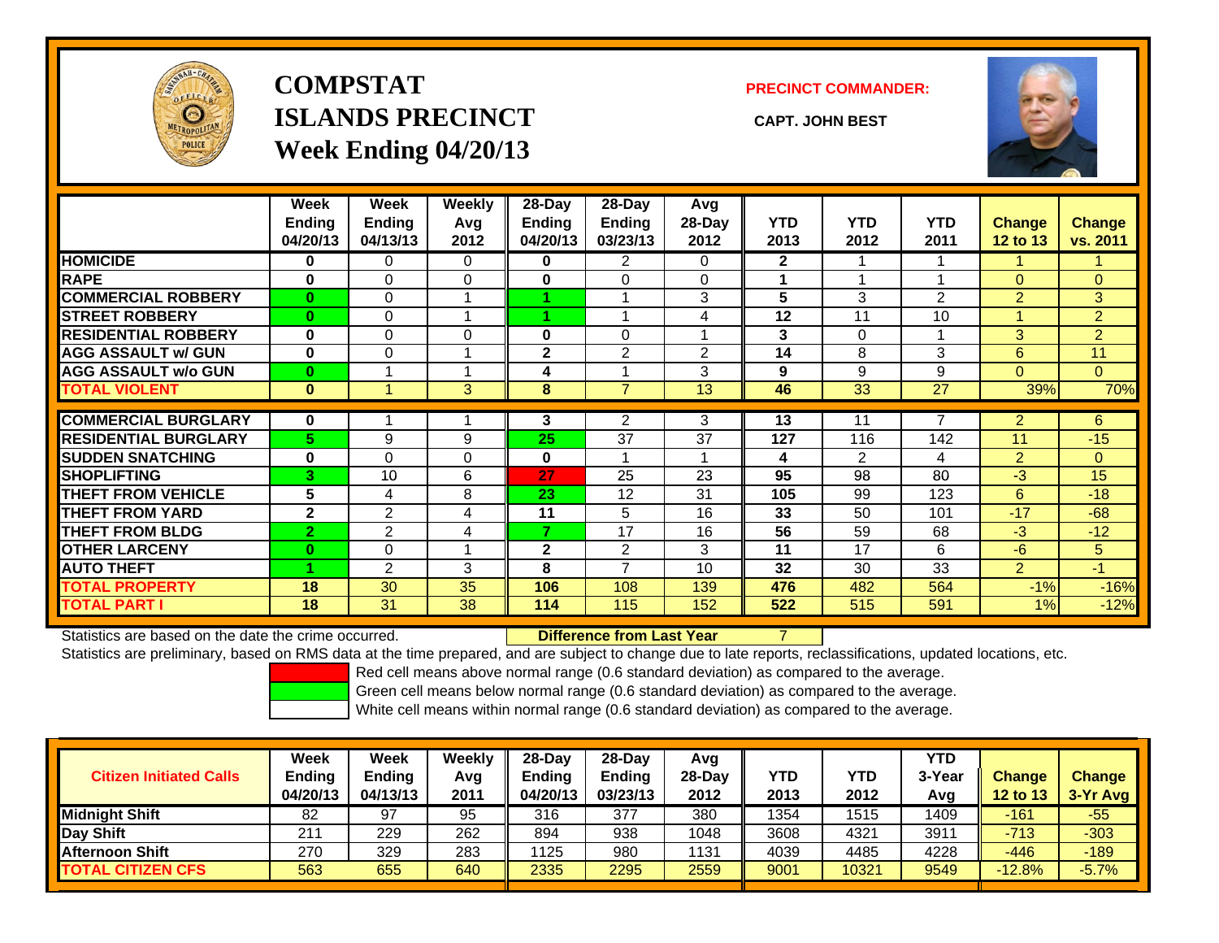# COMPSTAT
# ISLANDS PRECINCT
# Week Ending 04/20/13

**PRECINCT COMMANDER:**

**CAPT. JOHN BEST**

| | Week Ending 04/20/13 | Week Ending 04/13/13 | Weekly Avg 2012 | 28-Day Ending 04/20/13 | 28-Day Ending 03/23/13 | Avg 28-Day 2012 | YTD 2013 | YTD 2012 | YTD 2011 | Change 12 to 13 | Change vs. 2011 |
|---|---|---|---|---|---|---|---|---|---|---|---|
| HOMICIDE | 0 | 0 | 0 | 0 | 2 | 0 | 2 | 1 | 1 | 1 | 1 |
| RAPE | 0 | 0 | 0 | 0 | 0 | 0 | 1 | 1 | 1 | 0 | 0 |
| COMMERCIAL ROBBERY | 0 | 0 | 1 | 1 | 1 | 3 | 5 | 3 | 2 | 2 | 3 |
| STREET ROBBERY | 0 | 0 | 1 | 1 | 1 | 4 | 12 | 11 | 10 | 1 | 2 |
| RESIDENTIAL ROBBERY | 0 | 0 | 0 | 0 | 0 | 1 | 3 | 0 | 1 | 3 | 2 |
| AGG ASSAULT w/ GUN | 0 | 0 | 1 | 2 | 2 | 2 | 14 | 8 | 3 | 6 | 11 |
| AGG ASSAULT w/o GUN | 0 | 1 | 1 | 4 | 1 | 3 | 9 | 9 | 9 | 0 | 0 |
| TOTAL VIOLENT | 0 | 1 | 3 | 8 | 7 | 13 | 46 | 33 | 27 | 39% | 70% |
| COMMERCIAL BURGLARY | 0 | 1 | 1 | 3 | 2 | 3 | 13 | 11 | 7 | 2 | 6 |
| RESIDENTIAL BURGLARY | 5 | 9 | 9 | 25 | 37 | 37 | 127 | 116 | 142 | 11 | -15 |
| SUDDEN SNATCHING | 0 | 0 | 0 | 0 | 1 | 1 | 4 | 2 | 4 | 2 | 0 |
| SHOPLIFTING | 3 | 10 | 6 | 27 | 25 | 23 | 95 | 98 | 80 | -3 | 15 |
| THEFT FROM VEHICLE | 5 | 4 | 8 | 23 | 12 | 31 | 105 | 99 | 123 | 6 | -18 |
| THEFT FROM YARD | 2 | 2 | 4 | 11 | 5 | 16 | 33 | 50 | 101 | -17 | -68 |
| THEFT FROM BLDG | 2 | 2 | 4 | 7 | 17 | 16 | 56 | 59 | 68 | -3 | -12 |
| OTHER LARCENY | 0 | 0 | 1 | 2 | 2 | 3 | 11 | 17 | 6 | -6 | 5 |
| AUTO THEFT | 1 | 2 | 3 | 8 | 7 | 10 | 32 | 30 | 33 | 2 | -1 |
| TOTAL PROPERTY | 18 | 30 | 35 | 106 | 108 | 139 | 476 | 482 | 564 | -1% | -16% |
| TOTAL PART I | 18 | 31 | 38 | 114 | 115 | 152 | 522 | 515 | 591 | 1% | -12% |

Statistics are based on the date the crime occurred. **Difference from Last Year** 7

Statistics are preliminary, based on RMS data at the time prepared, and are subject to change due to late reports, reclassifications, updated locations, etc.

Red cell means above normal range (0.6 standard deviation) as compared to the average.

Green cell means below normal range (0.6 standard deviation) as compared to the average.

White cell means within normal range (0.6 standard deviation) as compared to the average.

| Citizen Initiated Calls | Week Ending 04/20/13 | Week Ending 04/13/13 | Weekly Avg 2011 | 28-Day Ending 04/20/13 | 28-Day Ending 03/23/13 | Avg 28-Day 2012 | YTD 2013 | YTD 2012 | YTD 3-Year Avg | Change 12 to 13 | Change 3-Yr Avg |
|---|---|---|---|---|---|---|---|---|---|---|---|
| Midnight Shift | 82 | 97 | 95 | 316 | 377 | 380 | 1354 | 1515 | 1409 | -161 | -55 |
| Day Shift | 211 | 229 | 262 | 894 | 938 | 1048 | 3608 | 4321 | 3911 | -713 | -303 |
| Afternoon Shift | 270 | 329 | 283 | 1125 | 980 | 1131 | 4039 | 4485 | 4228 | -446 | -189 |
| TOTAL CITIZEN CFS | 563 | 655 | 640 | 2335 | 2295 | 2559 | 9001 | 10321 | 9549 | -12.8% | -5.7% |